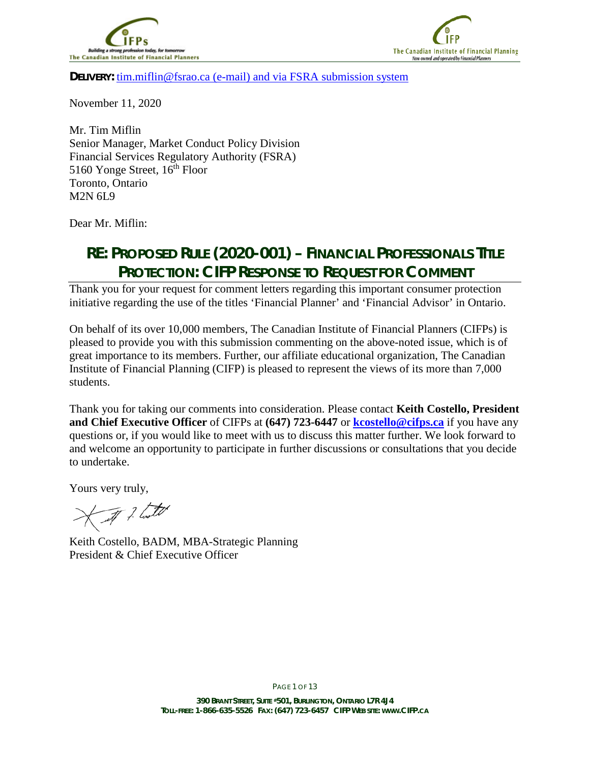**DELIVERY:** tim.miflin@fsrao.ca (e-mail) and via FSRA submission system

November 11, 2020

Mr. Tim Miflin
Senior Manager, Market Conduct Policy Division
Financial Services Regulatory Authority (FSRA)
5160 Yonge Street, 16th Floor
Toronto, Ontario
M2N 6L9

Dear Mr. Miflin:

## RE: PROPOSED RULE (2020-001) – FINANCIAL PROFESSIONALS TITLE PROTECTION: CIFP RESPONSE TO REQUEST FOR COMMENT

Thank you for your request for comment letters regarding this important consumer protection initiative regarding the use of the titles 'Financial Planner' and 'Financial Advisor' in Ontario.

On behalf of its over 10,000 members, The Canadian Institute of Financial Planners (CIFPs) is pleased to provide you with this submission commenting on the above-noted issue, which is of great importance to its members. Further, our affiliate educational organization, The Canadian Institute of Financial Planning (CIFP) is pleased to represent the views of its more than 7,000 students.

Thank you for taking our comments into consideration. Please contact **Keith Costello, President and Chief Executive Officer** of CIFPs at **(647) 723-6447** or **kcostello@cifps.ca** if you have any questions or, if you would like to meet with us to discuss this matter further. We look forward to and welcome an opportunity to participate in further discussions or consultations that you decide to undertake.

Yours very truly,

Keith Costello, BADM, MBA-Strategic Planning
President & Chief Executive Officer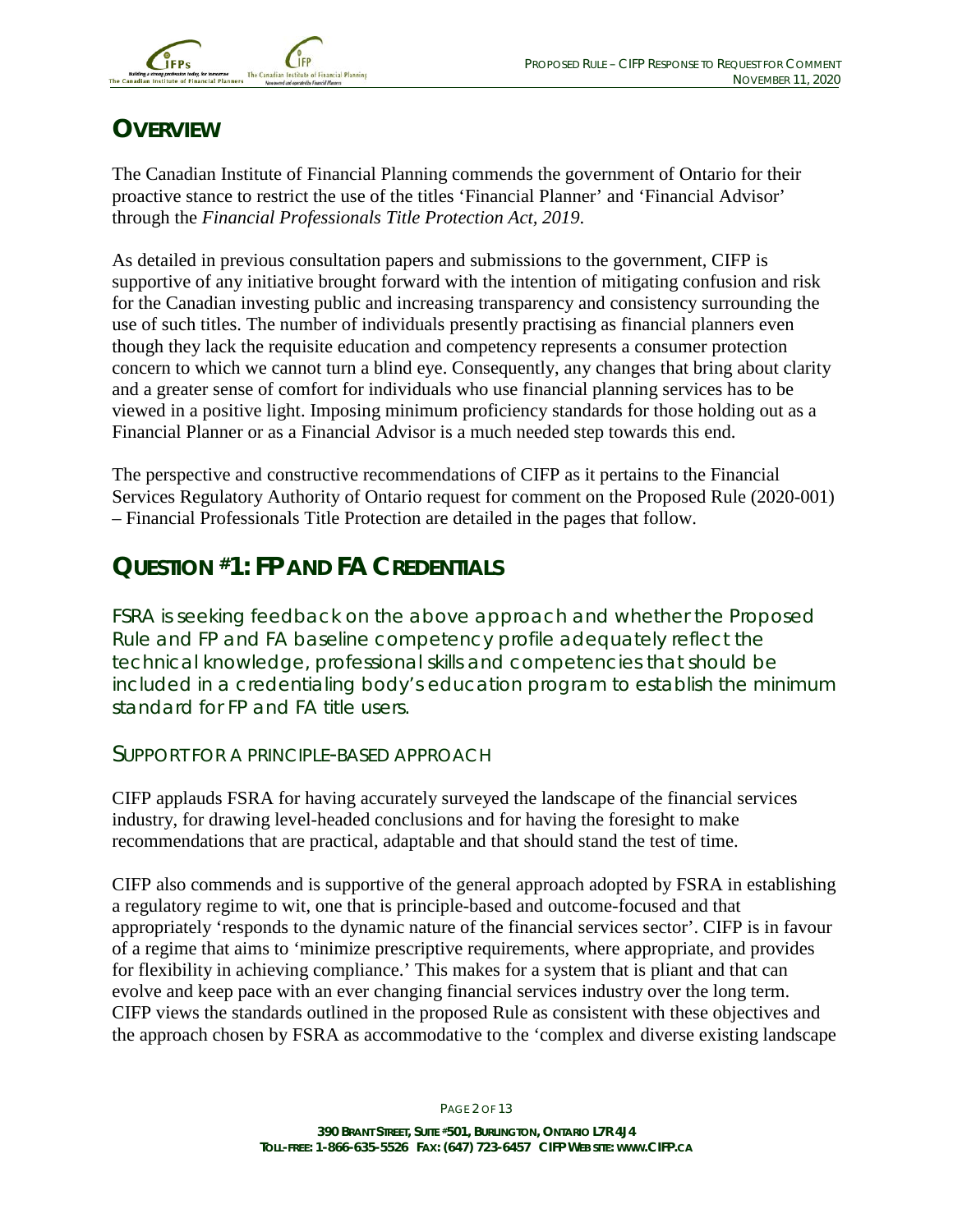## Overview

The Canadian Institute of Financial Planning commends the government of Ontario for their proactive stance to restrict the use of the titles 'Financial Planner' and 'Financial Advisor' through the *Financial Professionals Title Protection Act, 2019*.

As detailed in previous consultation papers and submissions to the government, CIFP is supportive of any initiative brought forward with the intention of mitigating confusion and risk for the Canadian investing public and increasing transparency and consistency surrounding the use of such titles. The number of individuals presently practising as financial planners even though they lack the requisite education and competency represents a consumer protection concern to which we cannot turn a blind eye. Consequently, any changes that bring about clarity and a greater sense of comfort for individuals who use financial planning services has to be viewed in a positive light. Imposing minimum proficiency standards for those holding out as a Financial Planner or as a Financial Advisor is a much needed step towards this end.

The perspective and constructive recommendations of CIFP as it pertains to the Financial Services Regulatory Authority of Ontario request for comment on the Proposed Rule (2020-001) – Financial Professionals Title Protection are detailed in the pages that follow.

## Question #1: FP and FA Credentials

FSRA is seeking feedback on the above approach and whether the Proposed Rule and FP and FA baseline competency profile adequately reflect the technical knowledge, professional skills and competencies that should be included in a credentialing body's education program to establish the minimum standard for FP and FA title users.

### Support for a Principle-Based Approach

CIFP applauds FSRA for having accurately surveyed the landscape of the financial services industry, for drawing level-headed conclusions and for having the foresight to make recommendations that are practical, adaptable and that should stand the test of time.

CIFP also commends and is supportive of the general approach adopted by FSRA in establishing a regulatory regime to wit, one that is principle-based and outcome-focused and that appropriately 'responds to the dynamic nature of the financial services sector'. CIFP is in favour of a regime that aims to 'minimize prescriptive requirements, where appropriate, and provides for flexibility in achieving compliance.' This makes for a system that is pliant and that can evolve and keep pace with an ever changing financial services industry over the long term. CIFP views the standards outlined in the proposed Rule as consistent with these objectives and the approach chosen by FSRA as accommodative to the 'complex and diverse existing landscape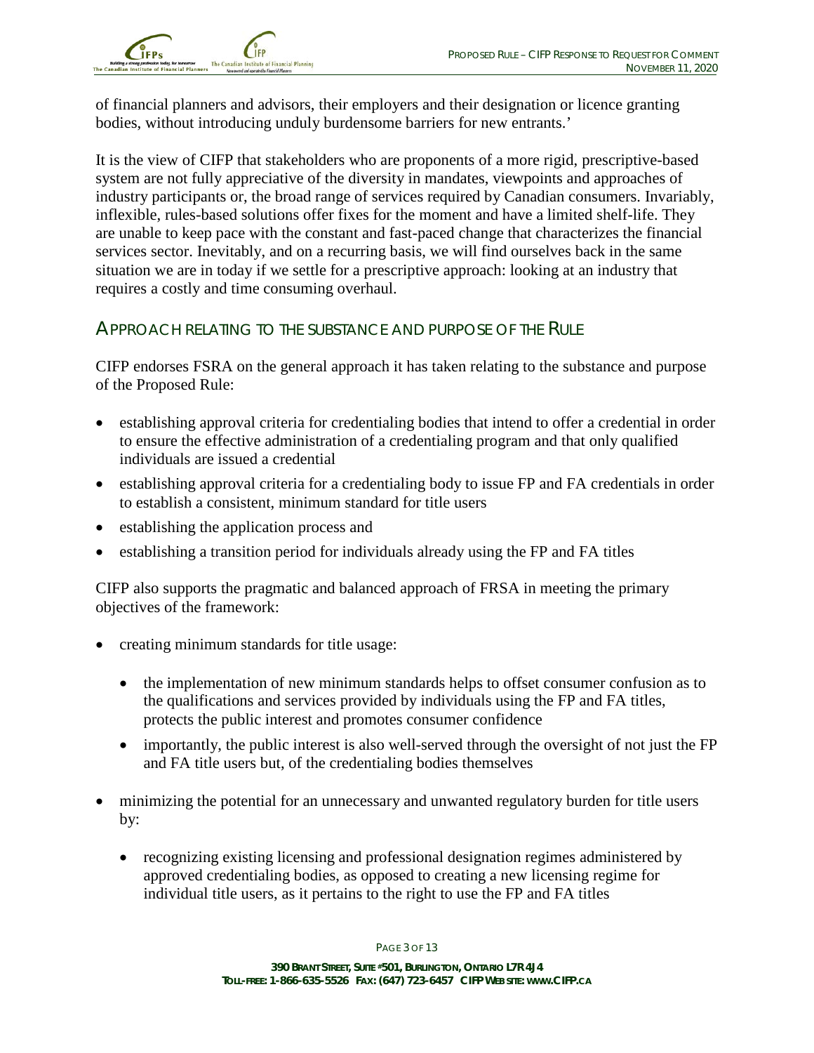of financial planners and advisors, their employers and their designation or licence granting bodies, without introducing unduly burdensome barriers for new entrants.'

It is the view of CIFP that stakeholders who are proponents of a more rigid, prescriptive-based system are not fully appreciative of the diversity in mandates, viewpoints and approaches of industry participants or, the broad range of services required by Canadian consumers. Invariably, inflexible, rules-based solutions offer fixes for the moment and have a limited shelf-life. They are unable to keep pace with the constant and fast-paced change that characterizes the financial services sector. Inevitably, and on a recurring basis, we will find ourselves back in the same situation we are in today if we settle for a prescriptive approach: looking at an industry that requires a costly and time consuming overhaul.

## APPROACH RELATING TO THE SUBSTANCE AND PURPOSE OF THE RULE

CIFP endorses FSRA on the general approach it has taken relating to the substance and purpose of the Proposed Rule:

- establishing approval criteria for credentialing bodies that intend to offer a credential in order to ensure the effective administration of a credentialing program and that only qualified individuals are issued a credential
- establishing approval criteria for a credentialing body to issue FP and FA credentials in order to establish a consistent, minimum standard for title users
- establishing the application process and
- establishing a transition period for individuals already using the FP and FA titles

CIFP also supports the pragmatic and balanced approach of FRSA in meeting the primary objectives of the framework:

- creating minimum standards for title usage:
  - the implementation of new minimum standards helps to offset consumer confusion as to the qualifications and services provided by individuals using the FP and FA titles, protects the public interest and promotes consumer confidence
  - importantly, the public interest is also well-served through the oversight of not just the FP and FA title users but, of the credentialing bodies themselves
- minimizing the potential for an unnecessary and unwanted regulatory burden for title users by:
  - recognizing existing licensing and professional designation regimes administered by approved credentialing bodies, as opposed to creating a new licensing regime for individual title users, as it pertains to the right to use the FP and FA titles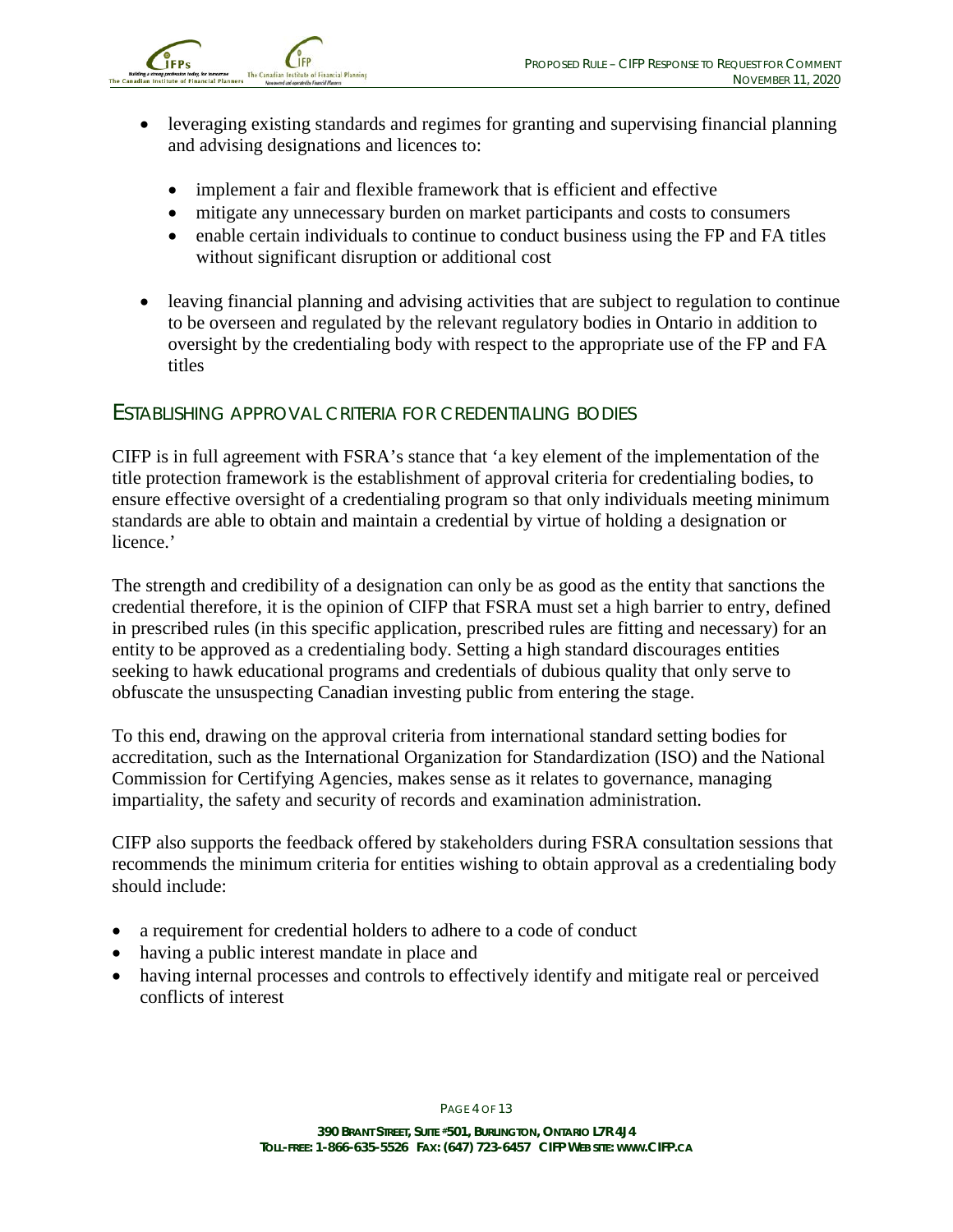- leveraging existing standards and regimes for granting and supervising financial planning and advising designations and licences to:
  - implement a fair and flexible framework that is efficient and effective
  - mitigate any unnecessary burden on market participants and costs to consumers
  - enable certain individuals to continue to conduct business using the FP and FA titles without significant disruption or additional cost
- leaving financial planning and advising activities that are subject to regulation to continue to be overseen and regulated by the relevant regulatory bodies in Ontario in addition to oversight by the credentialing body with respect to the appropriate use of the FP and FA titles

## ESTABLISHING APPROVAL CRITERIA FOR CREDENTIALING BODIES

CIFP is in full agreement with FSRA's stance that 'a key element of the implementation of the title protection framework is the establishment of approval criteria for credentialing bodies, to ensure effective oversight of a credentialing program so that only individuals meeting minimum standards are able to obtain and maintain a credential by virtue of holding a designation or licence.'

The strength and credibility of a designation can only be as good as the entity that sanctions the credential therefore, it is the opinion of CIFP that FSRA must set a high barrier to entry, defined in prescribed rules (in this specific application, prescribed rules are fitting and necessary) for an entity to be approved as a credentialing body. Setting a high standard discourages entities seeking to hawk educational programs and credentials of dubious quality that only serve to obfuscate the unsuspecting Canadian investing public from entering the stage.

To this end, drawing on the approval criteria from international standard setting bodies for accreditation, such as the International Organization for Standardization (ISO) and the National Commission for Certifying Agencies, makes sense as it relates to governance, managing impartiality, the safety and security of records and examination administration.

CIFP also supports the feedback offered by stakeholders during FSRA consultation sessions that recommends the minimum criteria for entities wishing to obtain approval as a credentialing body should include:

- a requirement for credential holders to adhere to a code of conduct
- having a public interest mandate in place and
- having internal processes and controls to effectively identify and mitigate real or perceived conflicts of interest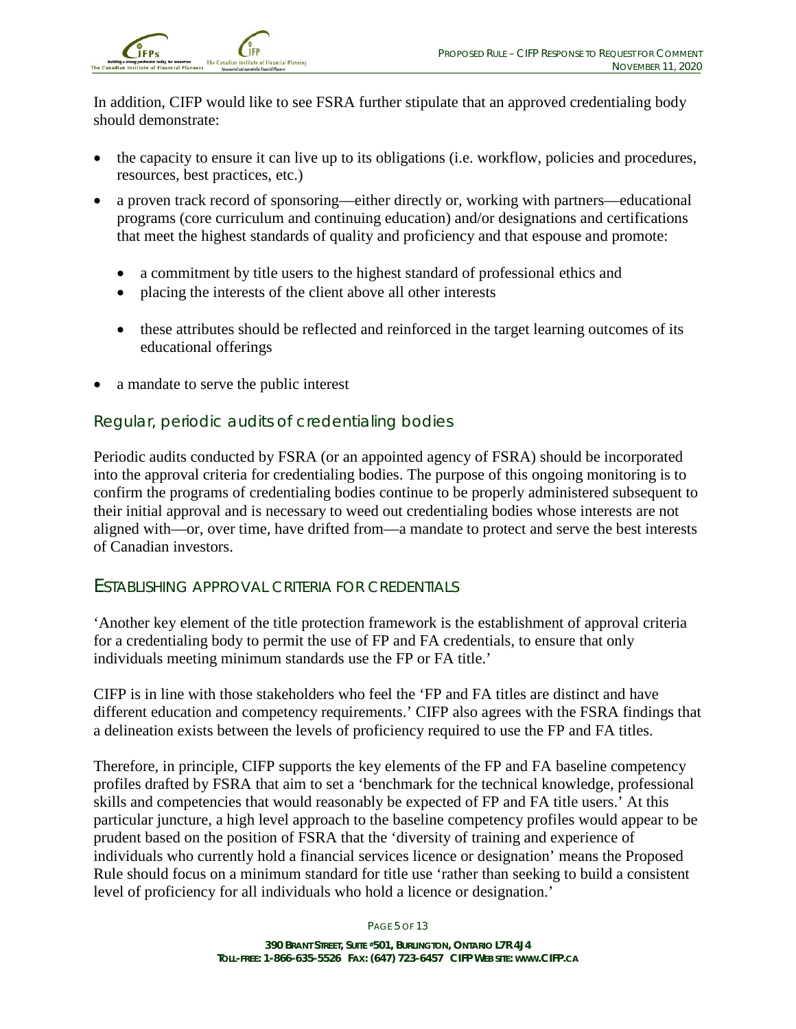In addition, CIFP would like to see FSRA further stipulate that an approved credentialing body should demonstrate:

- the capacity to ensure it can live up to its obligations (i.e. workflow, policies and procedures, resources, best practices, etc.)
- a proven track record of sponsoring—either directly or, working with partners—educational programs (core curriculum and continuing education) and/or designations and certifications that meet the highest standards of quality and proficiency and that espouse and promote:
  - a commitment by title users to the highest standard of professional ethics and
  - placing the interests of the client above all other interests
  - these attributes should be reflected and reinforced in the target learning outcomes of its educational offerings
- a mandate to serve the public interest

### Regular, periodic audits of credentialing bodies

Periodic audits conducted by FSRA (or an appointed agency of FSRA) should be incorporated into the approval criteria for credentialing bodies. The purpose of this ongoing monitoring is to confirm the programs of credentialing bodies continue to be properly administered subsequent to their initial approval and is necessary to weed out credentialing bodies whose interests are not aligned with—or, over time, have drifted from—a mandate to protect and serve the best interests of Canadian investors.

## ESTABLISHING APPROVAL CRITERIA FOR CREDENTIALS

'Another key element of the title protection framework is the establishment of approval criteria for a credentialing body to permit the use of FP and FA credentials, to ensure that only individuals meeting minimum standards use the FP or FA title.'

CIFP is in line with those stakeholders who feel the 'FP and FA titles are distinct and have different education and competency requirements.' CIFP also agrees with the FSRA findings that a delineation exists between the levels of proficiency required to use the FP and FA titles.

Therefore, in principle, CIFP supports the key elements of the FP and FA baseline competency profiles drafted by FSRA that aim to set a 'benchmark for the technical knowledge, professional skills and competencies that would reasonably be expected of FP and FA title users.' At this particular juncture, a high level approach to the baseline competency profiles would appear to be prudent based on the position of FSRA that the 'diversity of training and experience of individuals who currently hold a financial services licence or designation' means the Proposed Rule should focus on a minimum standard for title use 'rather than seeking to build a consistent level of proficiency for all individuals who hold a licence or designation.'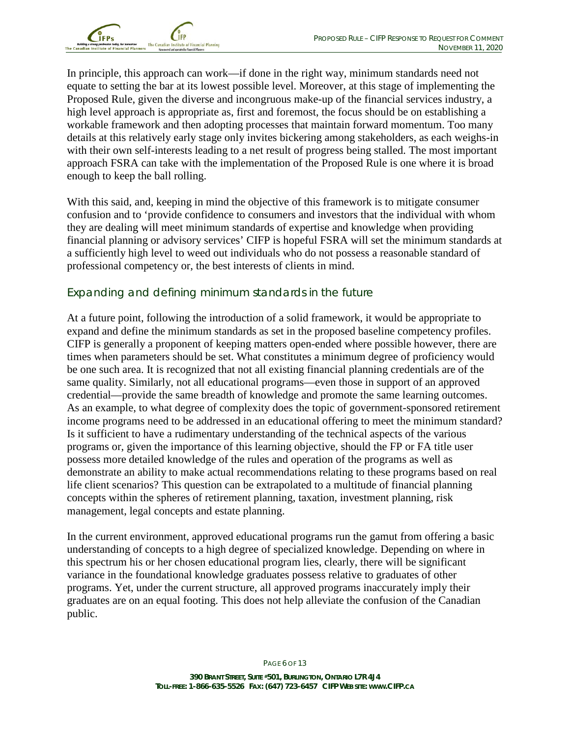In principle, this approach can work—if done in the right way, minimum standards need not equate to setting the bar at its lowest possible level. Moreover, at this stage of implementing the Proposed Rule, given the diverse and incongruous make-up of the financial services industry, a high level approach is appropriate as, first and foremost, the focus should be on establishing a workable framework and then adopting processes that maintain forward momentum. Too many details at this relatively early stage only invites bickering among stakeholders, as each weighs-in with their own self-interests leading to a net result of progress being stalled. The most important approach FSRA can take with the implementation of the Proposed Rule is one where it is broad enough to keep the ball rolling.

With this said, and, keeping in mind the objective of this framework is to mitigate consumer confusion and to 'provide confidence to consumers and investors that the individual with whom they are dealing will meet minimum standards of expertise and knowledge when providing financial planning or advisory services' CIFP is hopeful FSRA will set the minimum standards at a sufficiently high level to weed out individuals who do not possess a reasonable standard of professional competency or, the best interests of clients in mind.

## Expanding and defining minimum standards in the future

At a future point, following the introduction of a solid framework, it would be appropriate to expand and define the minimum standards as set in the proposed baseline competency profiles. CIFP is generally a proponent of keeping matters open-ended where possible however, there are times when parameters should be set. What constitutes a minimum degree of proficiency would be one such area. It is recognized that not all existing financial planning credentials are of the same quality. Similarly, not all educational programs—even those in support of an approved credential—provide the same breadth of knowledge and promote the same learning outcomes. As an example, to what degree of complexity does the topic of government-sponsored retirement income programs need to be addressed in an educational offering to meet the minimum standard? Is it sufficient to have a rudimentary understanding of the technical aspects of the various programs or, given the importance of this learning objective, should the FP or FA title user possess more detailed knowledge of the rules and operation of the programs as well as demonstrate an ability to make actual recommendations relating to these programs based on real life client scenarios? This question can be extrapolated to a multitude of financial planning concepts within the spheres of retirement planning, taxation, investment planning, risk management, legal concepts and estate planning.

In the current environment, approved educational programs run the gamut from offering a basic understanding of concepts to a high degree of specialized knowledge. Depending on where in this spectrum his or her chosen educational program lies, clearly, there will be significant variance in the foundational knowledge graduates possess relative to graduates of other programs. Yet, under the current structure, all approved programs inaccurately imply their graduates are on an equal footing. This does not help alleviate the confusion of the Canadian public.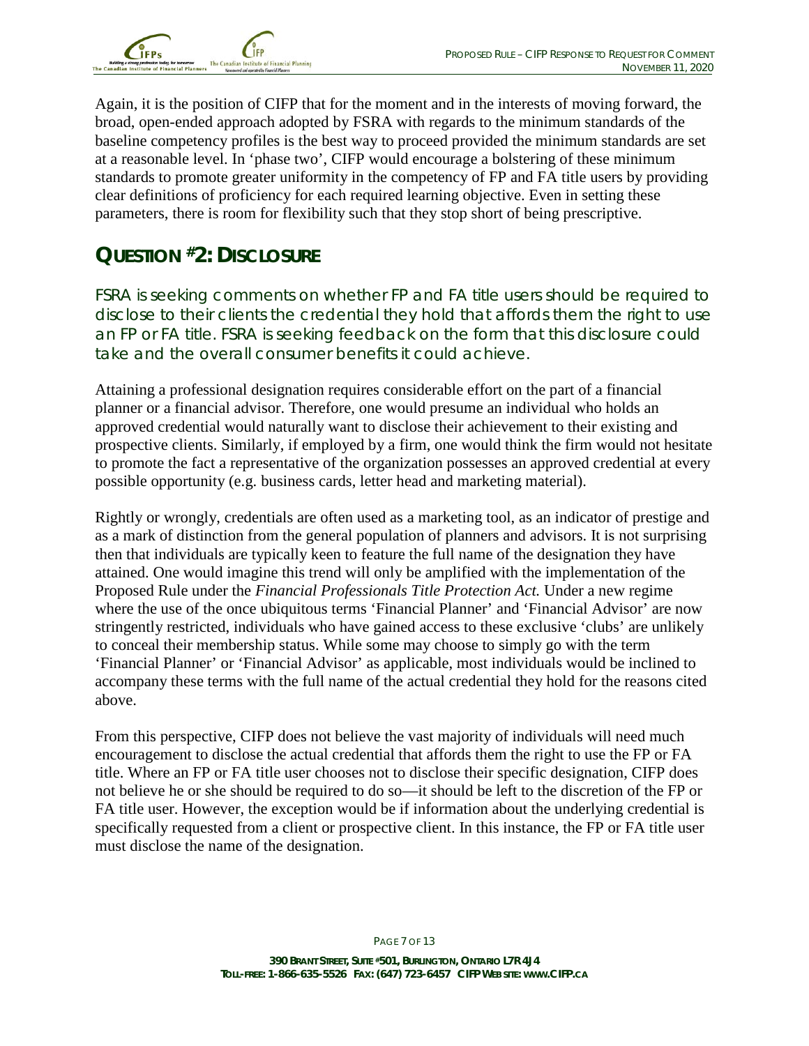Again, it is the position of CIFP that for the moment and in the interests of moving forward, the broad, open-ended approach adopted by FSRA with regards to the minimum standards of the baseline competency profiles is the best way to proceed provided the minimum standards are set at a reasonable level. In 'phase two', CIFP would encourage a bolstering of these minimum standards to promote greater uniformity in the competency of FP and FA title users by providing clear definitions of proficiency for each required learning objective. Even in setting these parameters, there is room for flexibility such that they stop short of being prescriptive.

## QUESTION #2: DISCLOSURE

FSRA is seeking comments on whether FP and FA title users should be required to disclose to their clients the credential they hold that affords them the right to use an FP or FA title. FSRA is seeking feedback on the form that this disclosure could take and the overall consumer benefits it could achieve.

Attaining a professional designation requires considerable effort on the part of a financial planner or a financial advisor. Therefore, one would presume an individual who holds an approved credential would naturally want to disclose their achievement to their existing and prospective clients. Similarly, if employed by a firm, one would think the firm would not hesitate to promote the fact a representative of the organization possesses an approved credential at every possible opportunity (e.g. business cards, letter head and marketing material).

Rightly or wrongly, credentials are often used as a marketing tool, as an indicator of prestige and as a mark of distinction from the general population of planners and advisors. It is not surprising then that individuals are typically keen to feature the full name of the designation they have attained. One would imagine this trend will only be amplified with the implementation of the Proposed Rule under the *Financial Professionals Title Protection Act.* Under a new regime where the use of the once ubiquitous terms 'Financial Planner' and 'Financial Advisor' are now stringently restricted, individuals who have gained access to these exclusive 'clubs' are unlikely to conceal their membership status. While some may choose to simply go with the term 'Financial Planner' or 'Financial Advisor' as applicable, most individuals would be inclined to accompany these terms with the full name of the actual credential they hold for the reasons cited above.

From this perspective, CIFP does not believe the vast majority of individuals will need much encouragement to disclose the actual credential that affords them the right to use the FP or FA title. Where an FP or FA title user chooses not to disclose their specific designation, CIFP does not believe he or she should be required to do so—it should be left to the discretion of the FP or FA title user. However, the exception would be if information about the underlying credential is specifically requested from a client or prospective client. In this instance, the FP or FA title user must disclose the name of the designation.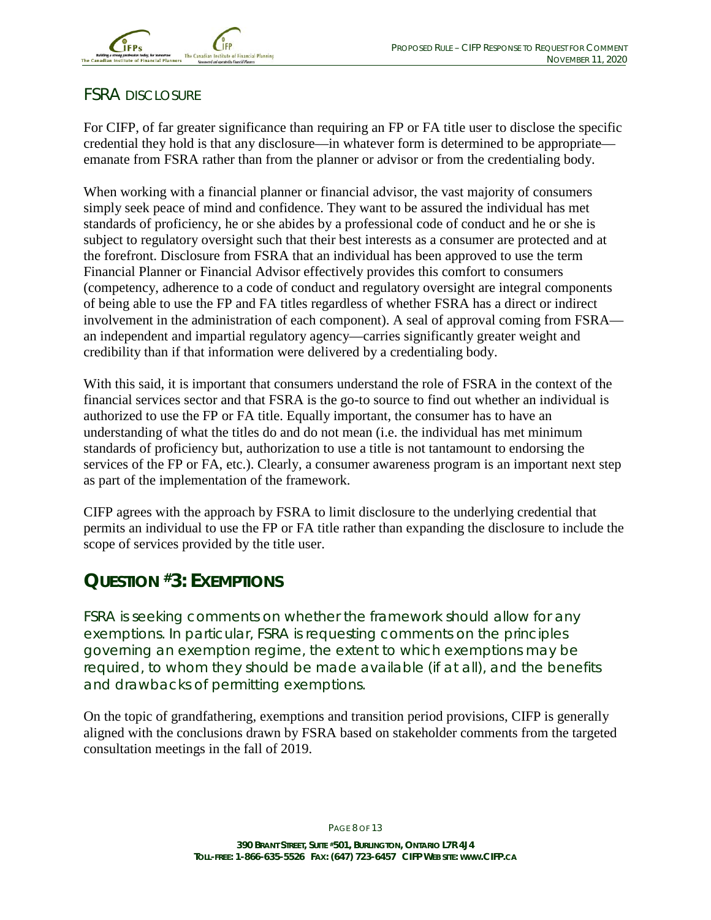## FSRA Disclosure

For CIFP, of far greater significance than requiring an FP or FA title user to disclose the specific credential they hold is that any disclosure—in whatever form is determined to be appropriate—emanate from FSRA rather than from the planner or advisor or from the credentialing body.

When working with a financial planner or financial advisor, the vast majority of consumers simply seek peace of mind and confidence. They want to be assured the individual has met standards of proficiency, he or she abides by a professional code of conduct and he or she is subject to regulatory oversight such that their best interests as a consumer are protected and at the forefront. Disclosure from FSRA that an individual has been approved to use the term Financial Planner or Financial Advisor effectively provides this comfort to consumers (competency, adherence to a code of conduct and regulatory oversight are integral components of being able to use the FP and FA titles regardless of whether FSRA has a direct or indirect involvement in the administration of each component). A seal of approval coming from FSRA—an independent and impartial regulatory agency—carries significantly greater weight and credibility than if that information were delivered by a credentialing body.

With this said, it is important that consumers understand the role of FSRA in the context of the financial services sector and that FSRA is the go-to source to find out whether an individual is authorized to use the FP or FA title. Equally important, the consumer has to have an understanding of what the titles do and do not mean (i.e. the individual has met minimum standards of proficiency but, authorization to use a title is not tantamount to endorsing the services of the FP or FA, etc.). Clearly, a consumer awareness program is an important next step as part of the implementation of the framework.

CIFP agrees with the approach by FSRA to limit disclosure to the underlying credential that permits an individual to use the FP or FA title rather than expanding the disclosure to include the scope of services provided by the title user.

# Question #3: Exemptions

FSRA is seeking comments on whether the framework should allow for any exemptions. In particular, FSRA is requesting comments on the principles governing an exemption regime, the extent to which exemptions may be required, to whom they should be made available (if at all), and the benefits and drawbacks of permitting exemptions.

On the topic of grandfathering, exemptions and transition period provisions, CIFP is generally aligned with the conclusions drawn by FSRA based on stakeholder comments from the targeted consultation meetings in the fall of 2019.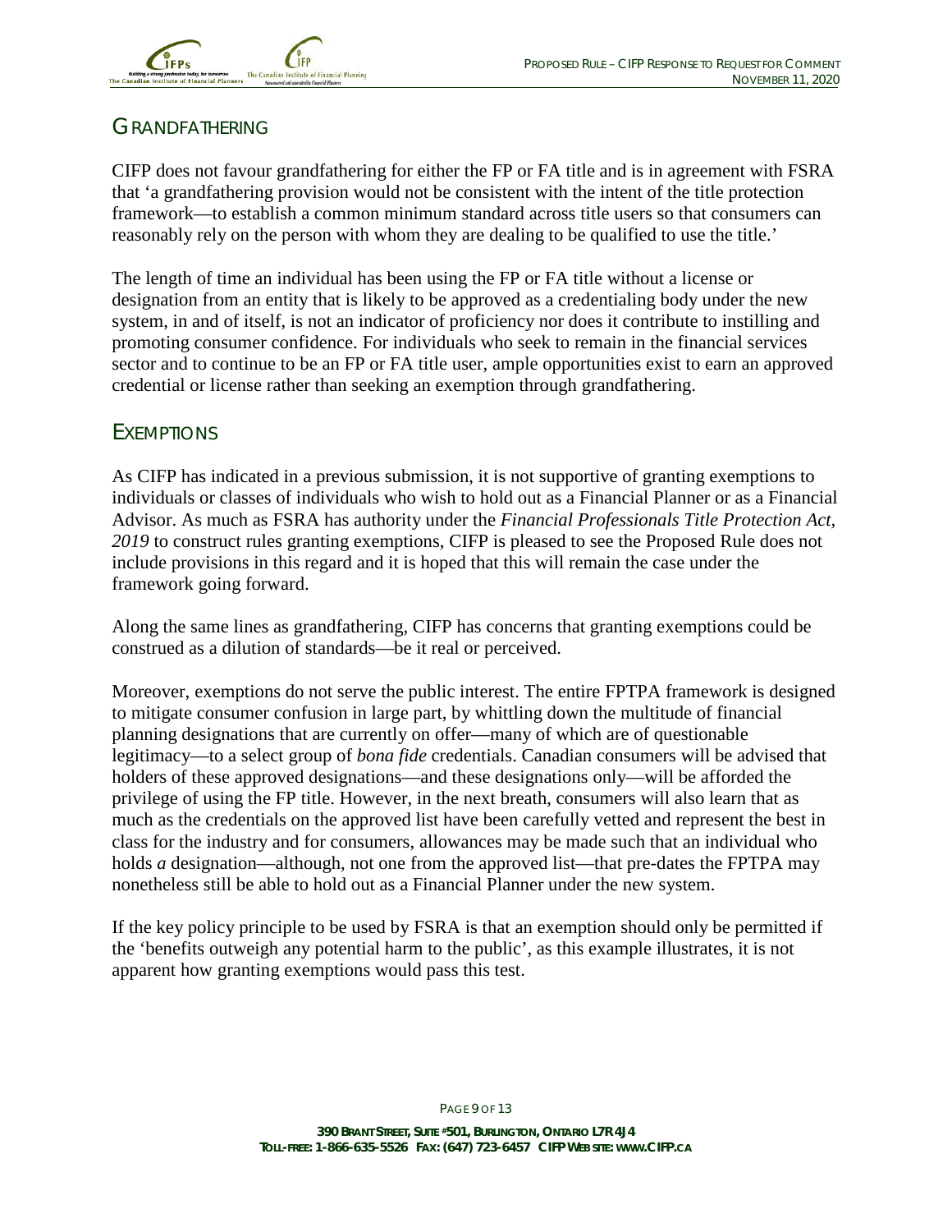## GRANDFATHERING

CIFP does not favour grandfathering for either the FP or FA title and is in agreement with FSRA that 'a grandfathering provision would not be consistent with the intent of the title protection framework—to establish a common minimum standard across title users so that consumers can reasonably rely on the person with whom they are dealing to be qualified to use the title.'

The length of time an individual has been using the FP or FA title without a license or designation from an entity that is likely to be approved as a credentialing body under the new system, in and of itself, is not an indicator of proficiency nor does it contribute to instilling and promoting consumer confidence. For individuals who seek to remain in the financial services sector and to continue to be an FP or FA title user, ample opportunities exist to earn an approved credential or license rather than seeking an exemption through grandfathering.

## EXEMPTIONS

As CIFP has indicated in a previous submission, it is not supportive of granting exemptions to individuals or classes of individuals who wish to hold out as a Financial Planner or as a Financial Advisor. As much as FSRA has authority under the *Financial Professionals Title Protection Act, 2019* to construct rules granting exemptions, CIFP is pleased to see the Proposed Rule does not include provisions in this regard and it is hoped that this will remain the case under the framework going forward.

Along the same lines as grandfathering, CIFP has concerns that granting exemptions could be construed as a dilution of standards—be it real or perceived.

Moreover, exemptions do not serve the public interest. The entire FPTPA framework is designed to mitigate consumer confusion in large part, by whittling down the multitude of financial planning designations that are currently on offer—many of which are of questionable legitimacy—to a select group of *bona fide* credentials. Canadian consumers will be advised that holders of these approved designations—and these designations only—will be afforded the privilege of using the FP title. However, in the next breath, consumers will also learn that as much as the credentials on the approved list have been carefully vetted and represent the best in class for the industry and for consumers, allowances may be made such that an individual who holds *a* designation—although, not one from the approved list—that pre-dates the FPTPA may nonetheless still be able to hold out as a Financial Planner under the new system.

If the key policy principle to be used by FSRA is that an exemption should only be permitted if the 'benefits outweigh any potential harm to the public', as this example illustrates, it is not apparent how granting exemptions would pass this test.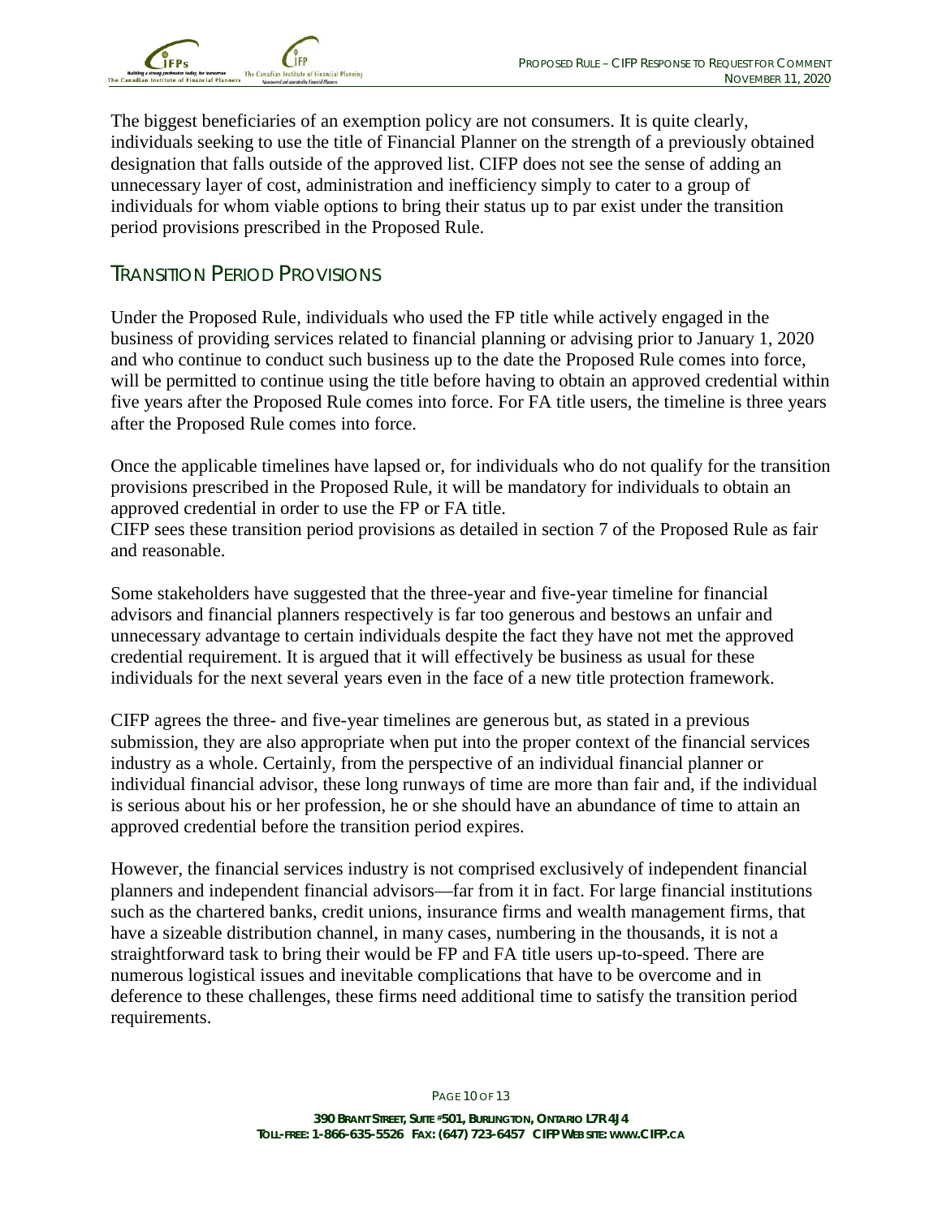The biggest beneficiaries of an exemption policy are not consumers. It is quite clearly, individuals seeking to use the title of Financial Planner on the strength of a previously obtained designation that falls outside of the approved list. CIFP does not see the sense of adding an unnecessary layer of cost, administration and inefficiency simply to cater to a group of individuals for whom viable options to bring their status up to par exist under the transition period provisions prescribed in the Proposed Rule.

## Transition Period Provisions

Under the Proposed Rule, individuals who used the FP title while actively engaged in the business of providing services related to financial planning or advising prior to January 1, 2020 and who continue to conduct such business up to the date the Proposed Rule comes into force, will be permitted to continue using the title before having to obtain an approved credential within five years after the Proposed Rule comes into force. For FA title users, the timeline is three years after the Proposed Rule comes into force.

Once the applicable timelines have lapsed or, for individuals who do not qualify for the transition provisions prescribed in the Proposed Rule, it will be mandatory for individuals to obtain an approved credential in order to use the FP or FA title.
CIFP sees these transition period provisions as detailed in section 7 of the Proposed Rule as fair and reasonable.

Some stakeholders have suggested that the three-year and five-year timeline for financial advisors and financial planners respectively is far too generous and bestows an unfair and unnecessary advantage to certain individuals despite the fact they have not met the approved credential requirement. It is argued that it will effectively be business as usual for these individuals for the next several years even in the face of a new title protection framework.

CIFP agrees the three- and five-year timelines are generous but, as stated in a previous submission, they are also appropriate when put into the proper context of the financial services industry as a whole. Certainly, from the perspective of an individual financial planner or individual financial advisor, these long runways of time are more than fair and, if the individual is serious about his or her profession, he or she should have an abundance of time to attain an approved credential before the transition period expires.

However, the financial services industry is not comprised exclusively of independent financial planners and independent financial advisors—far from it in fact. For large financial institutions such as the chartered banks, credit unions, insurance firms and wealth management firms, that have a sizeable distribution channel, in many cases, numbering in the thousands, it is not a straightforward task to bring their would be FP and FA title users up-to-speed. There are numerous logistical issues and inevitable complications that have to be overcome and in deference to these challenges, these firms need additional time to satisfy the transition period requirements.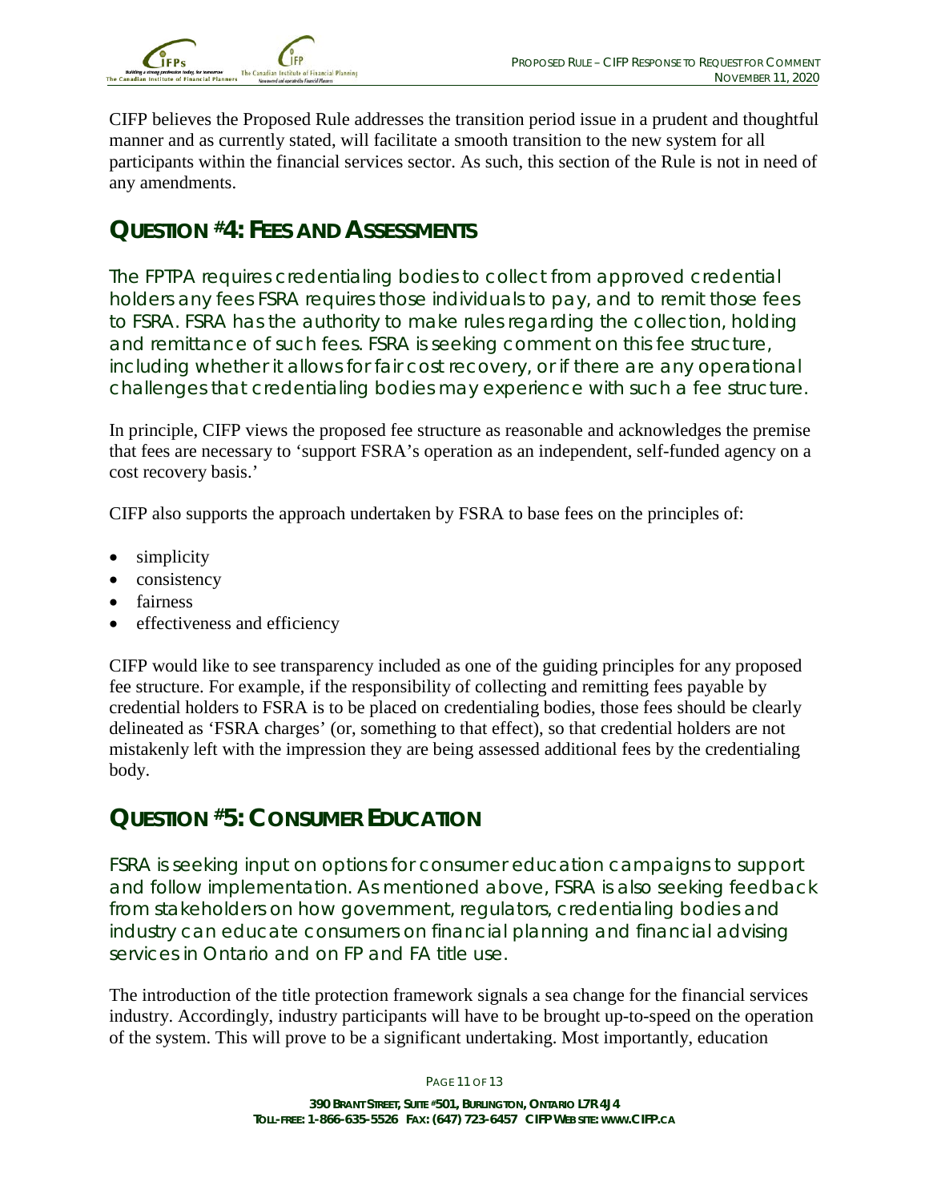CIFP believes the Proposed Rule addresses the transition period issue in a prudent and thoughtful manner and as currently stated, will facilitate a smooth transition to the new system for all participants within the financial services sector. As such, this section of the Rule is not in need of any amendments.

## QUESTION #4: FEES AND ASSESSMENTS

The FPTPA requires credentialing bodies to collect from approved credential holders any fees FSRA requires those individuals to pay, and to remit those fees to FSRA. FSRA has the authority to make rules regarding the collection, holding and remittance of such fees. FSRA is seeking comment on this fee structure, including whether it allows for fair cost recovery, or if there are any operational challenges that credentialing bodies may experience with such a fee structure.

In principle, CIFP views the proposed fee structure as reasonable and acknowledges the premise that fees are necessary to 'support FSRA's operation as an independent, self-funded agency on a cost recovery basis.'

CIFP also supports the approach undertaken by FSRA to base fees on the principles of:

- simplicity
- consistency
- fairness
- effectiveness and efficiency

CIFP would like to see transparency included as one of the guiding principles for any proposed fee structure. For example, if the responsibility of collecting and remitting fees payable by credential holders to FSRA is to be placed on credentialing bodies, those fees should be clearly delineated as 'FSRA charges' (or, something to that effect), so that credential holders are not mistakenly left with the impression they are being assessed additional fees by the credentialing body.

## QUESTION #5: CONSUMER EDUCATION

FSRA is seeking input on options for consumer education campaigns to support and follow implementation. As mentioned above, FSRA is also seeking feedback from stakeholders on how government, regulators, credentialing bodies and industry can educate consumers on financial planning and financial advising services in Ontario and on FP and FA title use.

The introduction of the title protection framework signals a sea change for the financial services industry. Accordingly, industry participants will have to be brought up-to-speed on the operation of the system. This will prove to be a significant undertaking. Most importantly, education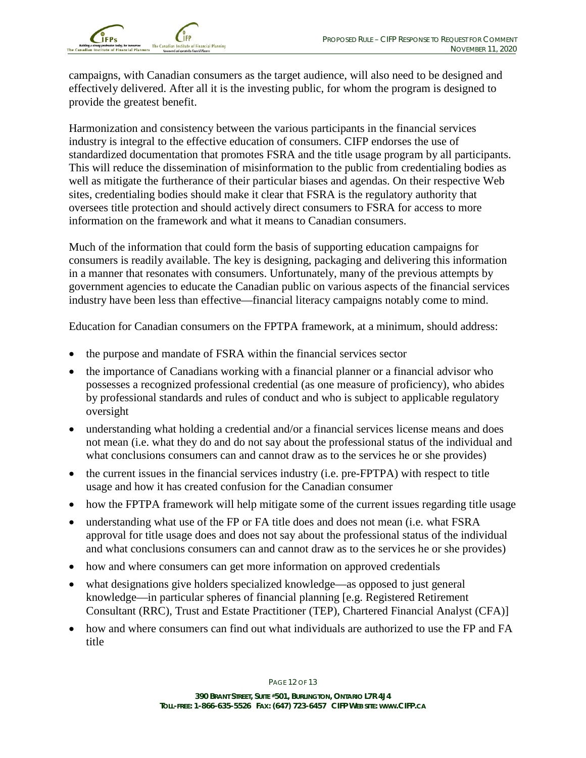campaigns, with Canadian consumers as the target audience, will also need to be designed and effectively delivered. After all it is the investing public, for whom the program is designed to provide the greatest benefit.

Harmonization and consistency between the various participants in the financial services industry is integral to the effective education of consumers. CIFP endorses the use of standardized documentation that promotes FSRA and the title usage program by all participants. This will reduce the dissemination of misinformation to the public from credentialing bodies as well as mitigate the furtherance of their particular biases and agendas. On their respective Web sites, credentialing bodies should make it clear that FSRA is the regulatory authority that oversees title protection and should actively direct consumers to FSRA for access to more information on the framework and what it means to Canadian consumers.

Much of the information that could form the basis of supporting education campaigns for consumers is readily available. The key is designing, packaging and delivering this information in a manner that resonates with consumers. Unfortunately, many of the previous attempts by government agencies to educate the Canadian public on various aspects of the financial services industry have been less than effective—financial literacy campaigns notably come to mind.

Education for Canadian consumers on the FPTPA framework, at a minimum, should address:

- the purpose and mandate of FSRA within the financial services sector
- the importance of Canadians working with a financial planner or a financial advisor who possesses a recognized professional credential (as one measure of proficiency), who abides by professional standards and rules of conduct and who is subject to applicable regulatory oversight
- understanding what holding a credential and/or a financial services license means and does not mean (i.e. what they do and do not say about the professional status of the individual and what conclusions consumers can and cannot draw as to the services he or she provides)
- the current issues in the financial services industry (i.e. pre-FPTPA) with respect to title usage and how it has created confusion for the Canadian consumer
- how the FPTPA framework will help mitigate some of the current issues regarding title usage
- understanding what use of the FP or FA title does and does not mean (i.e. what FSRA approval for title usage does and does not say about the professional status of the individual and what conclusions consumers can and cannot draw as to the services he or she provides)
- how and where consumers can get more information on approved credentials
- what designations give holders specialized knowledge—as opposed to just general knowledge—in particular spheres of financial planning [e.g. Registered Retirement Consultant (RRC), Trust and Estate Practitioner (TEP), Chartered Financial Analyst (CFA)]
- how and where consumers can find out what individuals are authorized to use the FP and FA title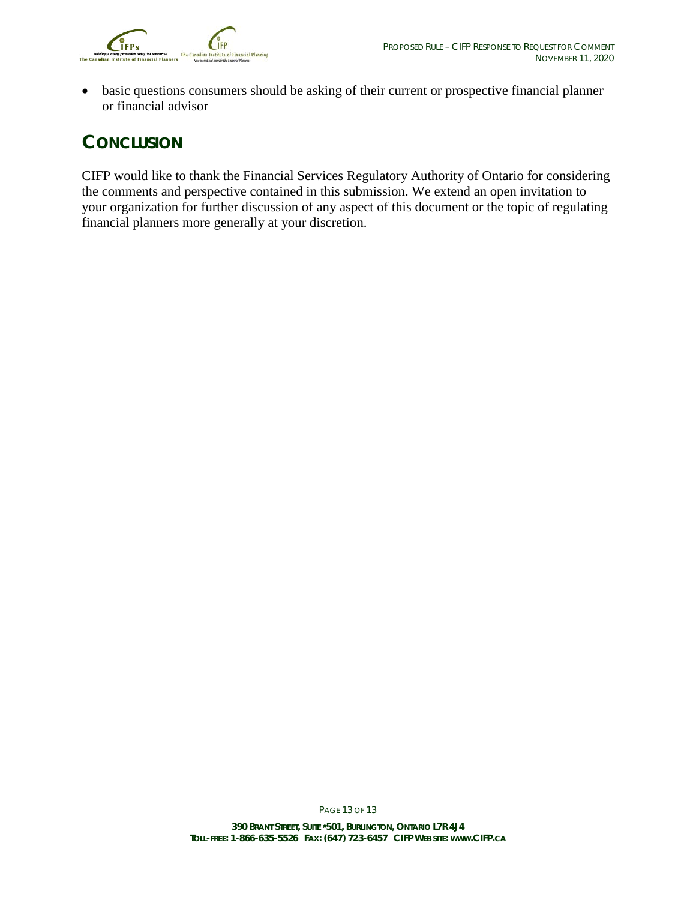- basic questions consumers should be asking of their current or prospective financial planner or financial advisor

## CONCLUSION

CIFP would like to thank the Financial Services Regulatory Authority of Ontario for considering the comments and perspective contained in this submission. We extend an open invitation to your organization for further discussion of any aspect of this document or the topic of regulating financial planners more generally at your discretion.